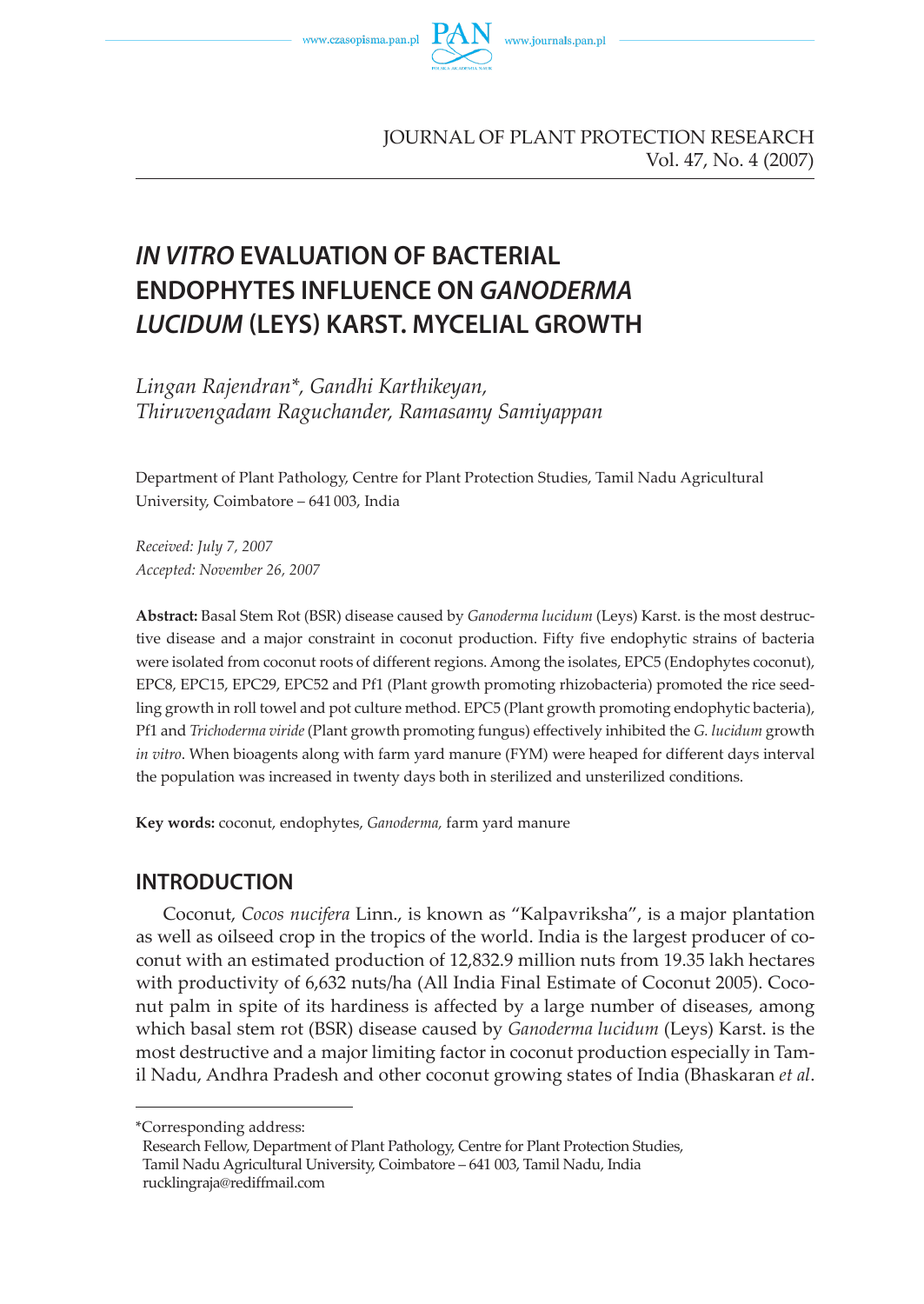# *IN VITRO* EVALUATION OF BACTERIAL ENDOPHYTES INFLUENCE ON *GANODERMA LUCIDUM* (LEYS) KARST. MYCELIAL GROWTH

*Lingan Rajendran\*, Gandhi Karthikeyan, Thiruvengadam Raguchander, Ramasamy Samiyappan*

Department of Plant Pathology, Centre for Plant Protection Studies, Tamil Nadu Agricultural University, Coimbatore – 641 003, India

*Received: July 7, 2007*
*Accepted: November 26, 2007*

**Abstract:** Basal Stem Rot (BSR) disease caused by *Ganoderma lucidum* (Leys) Karst. is the most destructive disease and a major constraint in coconut production. Fifty five endophytic strains of bacteria were isolated from coconut roots of different regions. Among the isolates, EPC5 (Endophytes coconut), EPC8, EPC15, EPC29, EPC52 and Pf1 (Plant growth promoting rhizobacteria) promoted the rice seedling growth in roll towel and pot culture method. EPC5 (Plant growth promoting endophytic bacteria), Pf1 and *Trichoderma viride* (Plant growth promoting fungus) effectively inhibited the *G. lucidum* growth *in vitro*. When bioagents along with farm yard manure (FYM) were heaped for different days interval the population was increased in twenty days both in sterilized and unsterilized conditions.

**Key words:** coconut, endophytes, *Ganoderma*, farm yard manure

## INTRODUCTION

Coconut, *Cocos nucifera* Linn., is known as "Kalpavriksha", is a major plantation as well as oilseed crop in the tropics of the world. India is the largest producer of coconut with an estimated production of 12,832.9 million nuts from 19.35 lakh hectares with productivity of 6,632 nuts/ha (All India Final Estimate of Coconut 2005). Coconut palm in spite of its hardiness is affected by a large number of diseases, among which basal stem rot (BSR) disease caused by *Ganoderma lucidum* (Leys) Karst. is the most destructive and a major limiting factor in coconut production especially in Tamil Nadu, Andhra Pradesh and other coconut growing states of India (Bhaskaran *et al*.

---

\*Corresponding address:
Research Fellow, Department of Plant Pathology, Centre for Plant Protection Studies, Tamil Nadu Agricultural University, Coimbatore – 641 003, Tamil Nadu, India
rucklingraja@rediffmail.com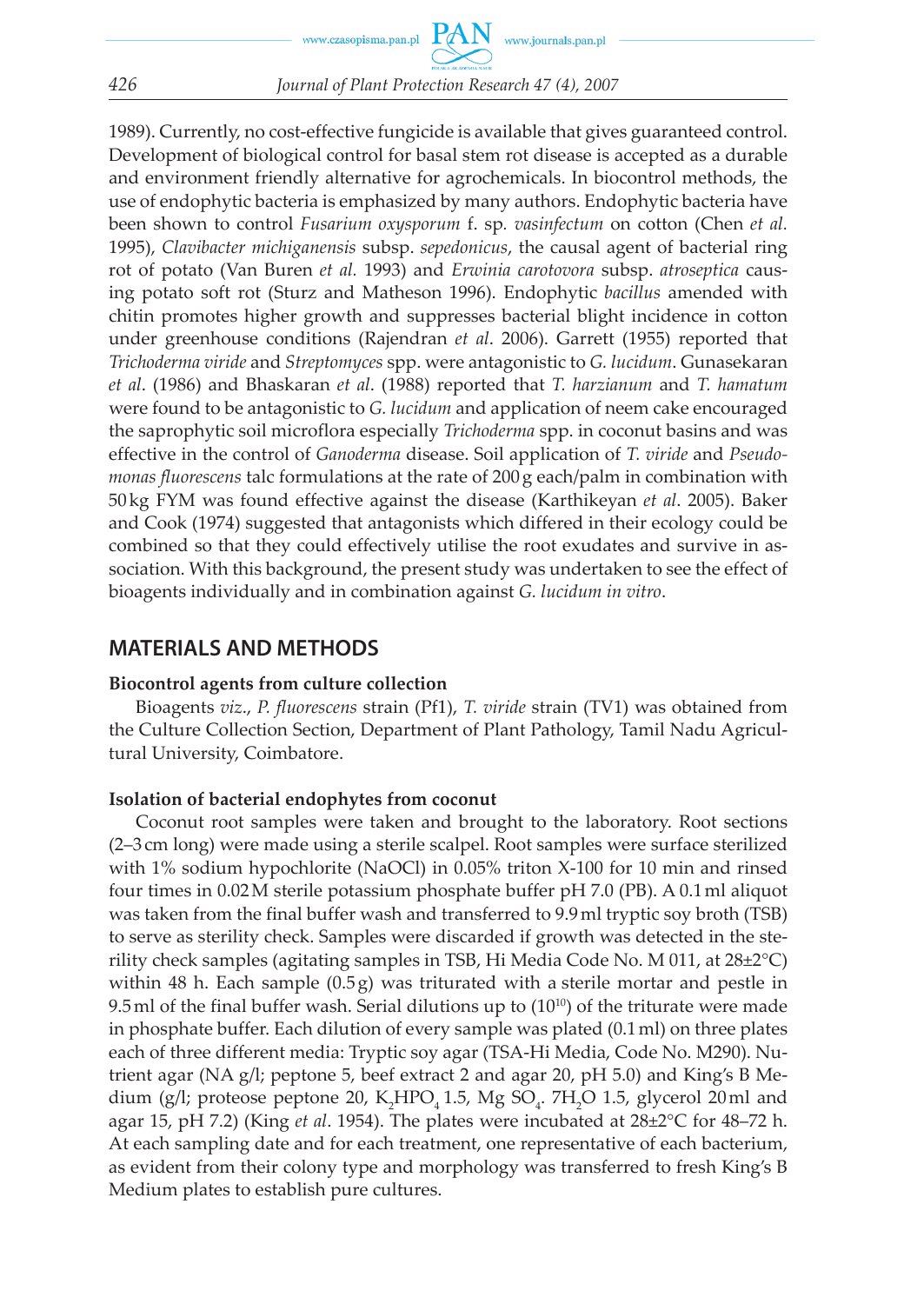1989). Currently, no cost-effective fungicide is available that gives guaranteed control. Development of biological control for basal stem rot disease is accepted as a durable and environment friendly alternative for agrochemicals. In biocontrol methods, the use of endophytic bacteria is emphasized by many authors. Endophytic bacteria have been shown to control *Fusarium oxysporum* f. sp. *vasinfectum* on cotton (Chen *et al.* 1995), *Clavibacter michiganensis* subsp. *sepedonicus*, the causal agent of bacterial ring rot of potato (Van Buren *et al.* 1993) and *Erwinia carotovora* subsp. *atroseptica* causing potato soft rot (Sturz and Matheson 1996). Endophytic *bacillus* amended with chitin promotes higher growth and suppresses bacterial blight incidence in cotton under greenhouse conditions (Rajendran *et al*. 2006). Garrett (1955) reported that *Trichoderma viride* and *Streptomyces* spp. were antagonistic to *G. lucidum*. Gunasekaran *et al*. (1986) and Bhaskaran *et al*. (1988) reported that *T. harzianum* and *T. hamatum* were found to be antagonistic to *G. lucidum* and application of neem cake encouraged the saprophytic soil microflora especially *Trichoderma* spp. in coconut basins and was effective in the control of *Ganoderma* disease. Soil application of *T. viride* and *Pseudomonas fluorescens* talc formulations at the rate of 200 g each/palm in combination with 50 kg FYM was found effective against the disease (Karthikeyan *et al*. 2005). Baker and Cook (1974) suggested that antagonists which differed in their ecology could be combined so that they could effectively utilise the root exudates and survive in association. With this background, the present study was undertaken to see the effect of bioagents individually and in combination against *G. lucidum in vitro*.

## MATERIALS AND METHODS

### Biocontrol agents from culture collection

Bioagents *viz*., *P. fluorescens* strain (Pf1), *T. viride* strain (TV1) was obtained from the Culture Collection Section, Department of Plant Pathology, Tamil Nadu Agricultural University, Coimbatore.

### Isolation of bacterial endophytes from coconut

Coconut root samples were taken and brought to the laboratory. Root sections (2–3 cm long) were made using a sterile scalpel. Root samples were surface sterilized with 1% sodium hypochlorite (NaOCl) in 0.05% triton X-100 for 10 min and rinsed four times in 0.02 M sterile potassium phosphate buffer pH 7.0 (PB). A 0.1 ml aliquot was taken from the final buffer wash and transferred to 9.9 ml tryptic soy broth (TSB) to serve as sterility check. Samples were discarded if growth was detected in the sterility check samples (agitating samples in TSB, Hi Media Code No. M 011, at 28±2°C) within 48 h. Each sample (0.5 g) was triturated with a sterile mortar and pestle in 9.5 ml of the final buffer wash. Serial dilutions up to ($10^{10}$) of the triturate were made in phosphate buffer. Each dilution of every sample was plated (0.1 ml) on three plates each of three different media: Tryptic soy agar (TSA-Hi Media, Code No. M290). Nutrient agar (NA g/l; peptone 5, beef extract 2 and agar 20, pH 5.0) and King's B Medium (g/l; proteose peptone 20, $K_2HPO_4$ 1.5, Mg $SO_4 \cdot 7H_2O$ 1.5, glycerol 20 ml and agar 15, pH 7.2) (King *et al*. 1954). The plates were incubated at 28±2°C for 48–72 h. At each sampling date and for each treatment, one representative of each bacterium, as evident from their colony type and morphology was transferred to fresh King's B Medium plates to establish pure cultures.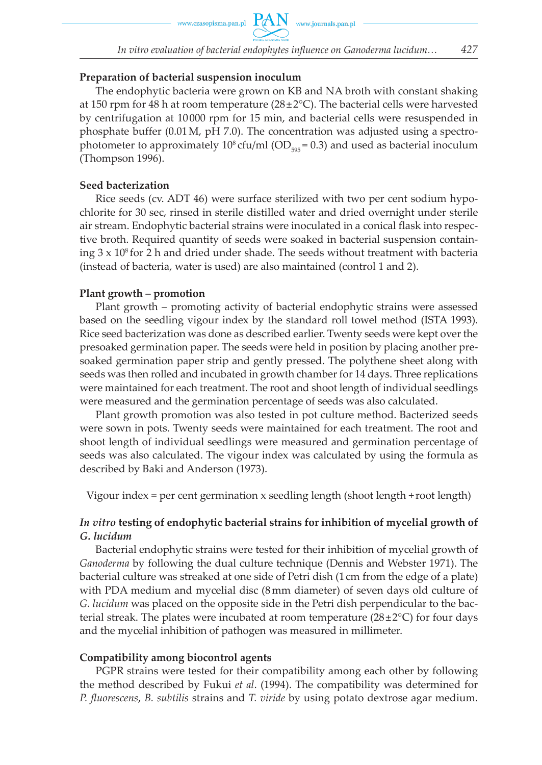### Preparation of bacterial suspension inoculum

The endophytic bacteria were grown on KB and NA broth with constant shaking at 150 rpm for 48 h at room temperature (28±2°C). The bacterial cells were harvested by centrifugation at 10000 rpm for 15 min, and bacterial cells were resuspended in phosphate buffer (0.01 M, pH 7.0). The concentration was adjusted using a spectrophotometer to approximately $10^8$ cfu/ml ($OD_{595}$ = 0.3) and used as bacterial inoculum (Thompson 1996).

### Seed bacterization

Rice seeds (cv. ADT 46) were surface sterilized with two per cent sodium hypochlorite for 30 sec, rinsed in sterile distilled water and dried overnight under sterile air stream. Endophytic bacterial strains were inoculated in a conical flask into respective broth. Required quantity of seeds were soaked in bacterial suspension containing 3 x $10^8$ for 2 h and dried under shade. The seeds without treatment with bacteria (instead of bacteria, water is used) are also maintained (control 1 and 2).

### Plant growth – promotion

Plant growth – promoting activity of bacterial endophytic strains were assessed based on the seedling vigour index by the standard roll towel method (ISTA 1993). Rice seed bacterization was done as described earlier. Twenty seeds were kept over the presoaked germination paper. The seeds were held in position by placing another presoaked germination paper strip and gently pressed. The polythene sheet along with seeds was then rolled and incubated in growth chamber for 14 days. Three replications were maintained for each treatment. The root and shoot length of individual seedlings were measured and the germination percentage of seeds was also calculated.

Plant growth promotion was also tested in pot culture method. Bacterized seeds were sown in pots. Twenty seeds were maintained for each treatment. The root and shoot length of individual seedlings were measured and germination percentage of seeds was also calculated. The vigour index was calculated by using the formula as described by Baki and Anderson (1973).

Vigour index = per cent germination x seedling length (shoot length + root length)

### *In vitro* testing of endophytic bacterial strains for inhibition of mycelial growth of *G. lucidum*

Bacterial endophytic strains were tested for their inhibition of mycelial growth of *Ganoderma* by following the dual culture technique (Dennis and Webster 1971). The bacterial culture was streaked at one side of Petri dish (1 cm from the edge of a plate) with PDA medium and mycelial disc (8 mm diameter) of seven days old culture of *G. lucidum* was placed on the opposite side in the Petri dish perpendicular to the bacterial streak. The plates were incubated at room temperature (28±2°C) for four days and the mycelial inhibition of pathogen was measured in millimeter.

### Compatibility among biocontrol agents

PGPR strains were tested for their compatibility among each other by following the method described by Fukui *et al*. (1994). The compatibility was determined for *P. fluorescens*, *B. subtilis* strains and *T. viride* by using potato dextrose agar medium.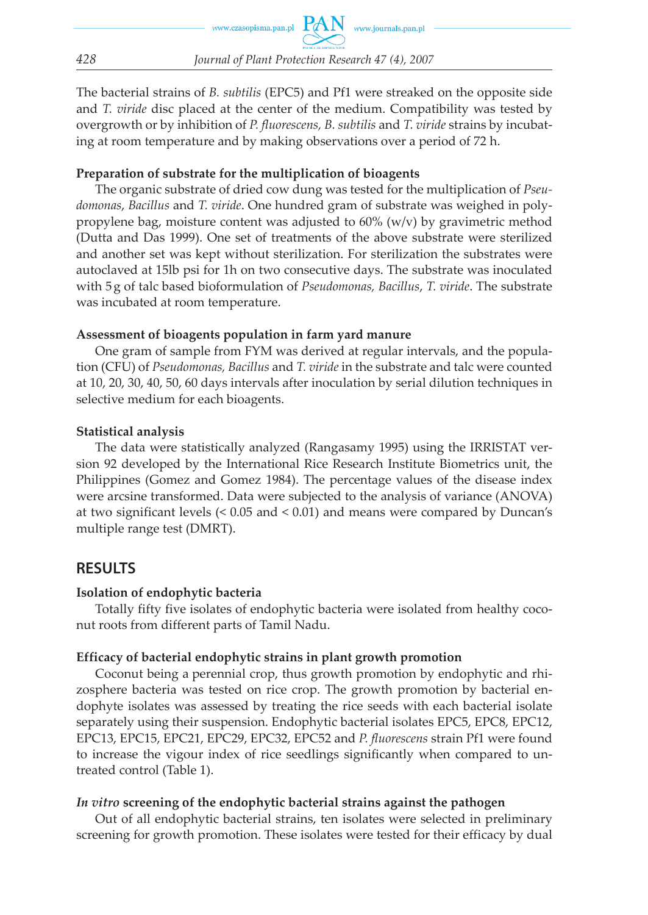The bacterial strains of *B. subtilis* (EPC5) and Pf1 were streaked on the opposite side and *T. viride* disc placed at the center of the medium. Compatibility was tested by overgrowth or by inhibition of *P. fluorescens, B. subtilis* and *T. viride* strains by incubating at room temperature and by making observations over a period of 72 h.

**Preparation of substrate for the multiplication of bioagents**

The organic substrate of dried cow dung was tested for the multiplication of *Pseudomonas*, *Bacillus* and *T. viride*. One hundred gram of substrate was weighed in polypropylene bag, moisture content was adjusted to 60% (w/v) by gravimetric method (Dutta and Das 1999). One set of treatments of the above substrate were sterilized and another set was kept without sterilization. For sterilization the substrates were autoclaved at 15lb psi for 1h on two consecutive days. The substrate was inoculated with 5 g of talc based bioformulation of *Pseudomonas, Bacillus*, *T. viride*. The substrate was incubated at room temperature.

**Assessment of bioagents population in farm yard manure**

One gram of sample from FYM was derived at regular intervals, and the population (CFU) of *Pseudomonas, Bacillus* and *T. viride* in the substrate and talc were counted at 10, 20, 30, 40, 50, 60 days intervals after inoculation by serial dilution techniques in selective medium for each bioagents.

**Statistical analysis**

The data were statistically analyzed (Rangasamy 1995) using the IRRISTAT version 92 developed by the International Rice Research Institute Biometrics unit, the Philippines (Gomez and Gomez 1984). The percentage values of the disease index were arcsine transformed. Data were subjected to the analysis of variance (ANOVA) at two significant levels (< 0.05 and < 0.01) and means were compared by Duncan's multiple range test (DMRT).

## RESULTS

**Isolation of endophytic bacteria**

Totally fifty five isolates of endophytic bacteria were isolated from healthy coconut roots from different parts of Tamil Nadu.

**Efficacy of bacterial endophytic strains in plant growth promotion**

Coconut being a perennial crop, thus growth promotion by endophytic and rhizosphere bacteria was tested on rice crop. The growth promotion by bacterial endophyte isolates was assessed by treating the rice seeds with each bacterial isolate separately using their suspension. Endophytic bacterial isolates EPC5, EPC8, EPC12, EPC13, EPC15, EPC21, EPC29, EPC32, EPC52 and *P. fluorescens* strain Pf1 were found to increase the vigour index of rice seedlings significantly when compared to untreated control (Table 1).

***In vitro* screening of the endophytic bacterial strains against the pathogen**

Out of all endophytic bacterial strains, ten isolates were selected in preliminary screening for growth promotion. These isolates were tested for their efficacy by dual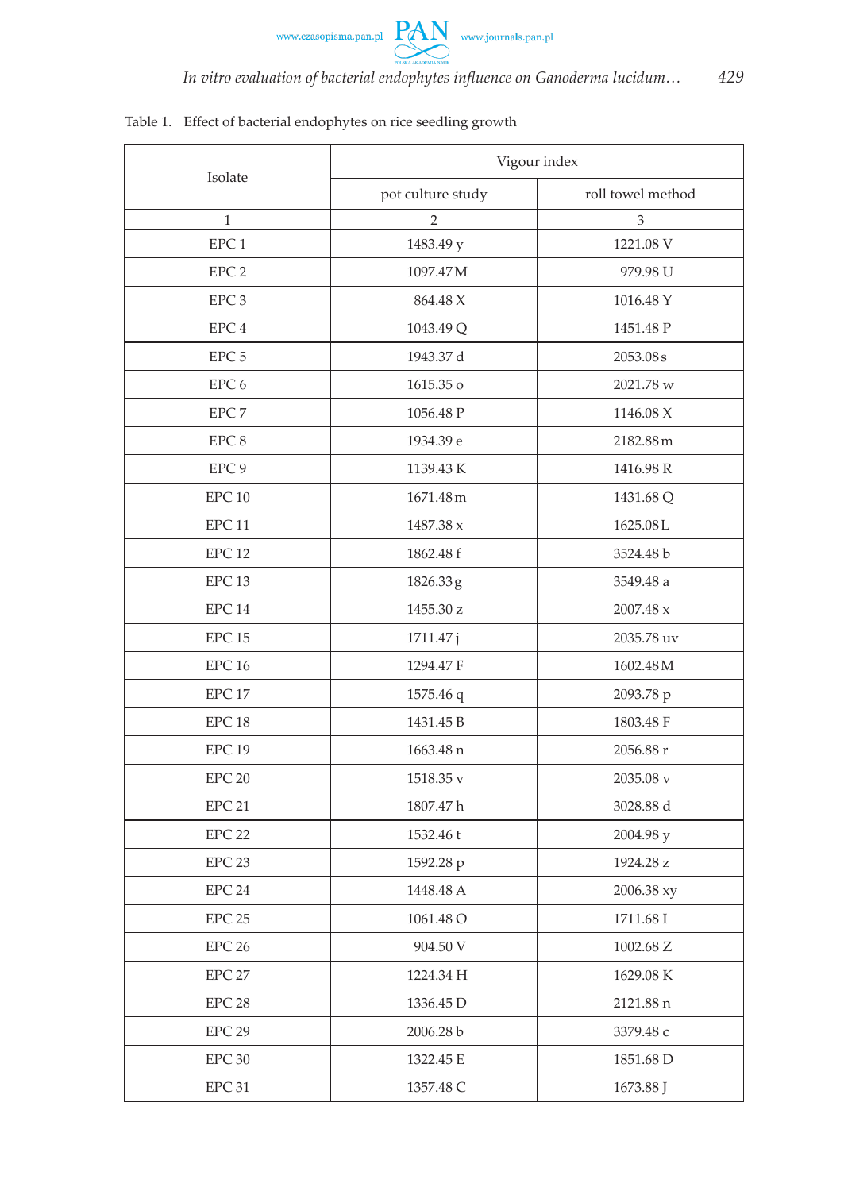Table 1. Effect of bacterial endophytes on rice seedling growth

| Isolate | Vigour index | |
|---|---|---|
| | pot culture study | roll towel method |
| 1 | 2 | 3 |
| EPC 1 | 1483.49 y | 1221.08 V |
| EPC 2 | 1097.47 M | 979.98 U |
| EPC 3 | 864.48 X | 1016.48 Y |
| EPC 4 | 1043.49 Q | 1451.48 P |
| EPC 5 | 1943.37 d | 2053.08 s |
| EPC 6 | 1615.35 o | 2021.78 w |
| EPC 7 | 1056.48 P | 1146.08 X |
| EPC 8 | 1934.39 e | 2182.88 m |
| EPC 9 | 1139.43 K | 1416.98 R |
| EPC 10 | 1671.48 m | 1431.68 Q |
| EPC 11 | 1487.38 x | 1625.08 L |
| EPC 12 | 1862.48 f | 3524.48 b |
| EPC 13 | 1826.33 g | 3549.48 a |
| EPC 14 | 1455.30 z | 2007.48 x |
| EPC 15 | 1711.47 j | 2035.78 uv |
| EPC 16 | 1294.47 F | 1602.48 M |
| EPC 17 | 1575.46 q | 2093.78 p |
| EPC 18 | 1431.45 B | 1803.48 F |
| EPC 19 | 1663.48 n | 2056.88 r |
| EPC 20 | 1518.35 v | 2035.08 v |
| EPC 21 | 1807.47 h | 3028.88 d |
| EPC 22 | 1532.46 t | 2004.98 y |
| EPC 23 | 1592.28 p | 1924.28 z |
| EPC 24 | 1448.48 A | 2006.38 xy |
| EPC 25 | 1061.48 O | 1711.68 I |
| EPC 26 | 904.50 V | 1002.68 Z |
| EPC 27 | 1224.34 H | 1629.08 K |
| EPC 28 | 1336.45 D | 2121.88 n |
| EPC 29 | 2006.28 b | 3379.48 c |
| EPC 30 | 1322.45 E | 1851.68 D |
| EPC 31 | 1357.48 C | 1673.88 J |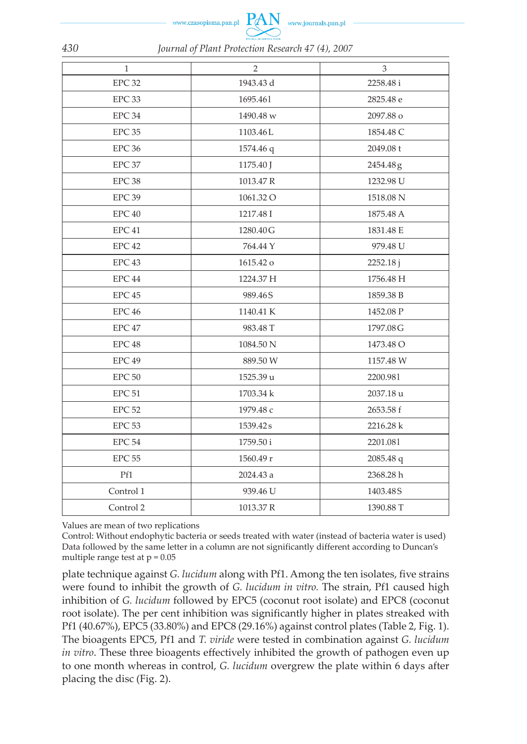| 1 | 2 | 3 |
|---|---|---|
| EPC 32 | 1943.43 d | 2258.48 i |
| EPC 33 | 1695.461 | 2825.48 e |
| EPC 34 | 1490.48 w | 2097.88 o |
| EPC 35 | 1103.46 L | 1854.48 C |
| EPC 36 | 1574.46 q | 2049.08 t |
| EPC 37 | 1175.40 J | 2454.48 g |
| EPC 38 | 1013.47 R | 1232.98 U |
| EPC 39 | 1061.32 O | 1518.08 N |
| EPC 40 | 1217.48 I | 1875.48 A |
| EPC 41 | 1280.40 G | 1831.48 E |
| EPC 42 | 764.44 Y | 979.48 U |
| EPC 43 | 1615.42 o | 2252.18 j |
| EPC 44 | 1224.37 H | 1756.48 H |
| EPC 45 | 989.46 S | 1859.38 B |
| EPC 46 | 1140.41 K | 1452.08 P |
| EPC 47 | 983.48 T | 1797.08 G |
| EPC 48 | 1084.50 N | 1473.48 O |
| EPC 49 | 889.50 W | 1157.48 W |
| EPC 50 | 1525.39 u | 2200.981 |
| EPC 51 | 1703.34 k | 2037.18 u |
| EPC 52 | 1979.48 c | 2653.58 f |
| EPC 53 | 1539.42 s | 2216.28 k |
| EPC 54 | 1759.50 i | 2201.081 |
| EPC 55 | 1560.49 r | 2085.48 q |
| Pf1 | 2024.43 a | 2368.28 h |
| Control 1 | 939.46 U | 1403.48 S |
| Control 2 | 1013.37 R | 1390.88 T |

Values are mean of two replications
Control: Without endophytic bacteria or seeds treated with water (instead of bacteria water is used)
Data followed by the same letter in a column are not significantly different according to Duncan's multiple range test at p = 0.05

plate technique against *G. lucidum* along with Pf1. Among the ten isolates, five strains were found to inhibit the growth of *G. lucidum in vitro.* The strain, Pf1 caused high inhibition of *G. lucidum* followed by EPC5 (coconut root isolate) and EPC8 (coconut root isolate). The per cent inhibition was significantly higher in plates streaked with Pf1 (40.67%), EPC5 (33.80%) and EPC8 (29.16%) against control plates (Table 2, Fig. 1). The bioagents EPC5, Pf1 and *T. viride* were tested in combination against *G. lucidum in vitro*. These three bioagents effectively inhibited the growth of pathogen even up to one month whereas in control, *G. lucidum* overgrew the plate within 6 days after placing the disc (Fig. 2).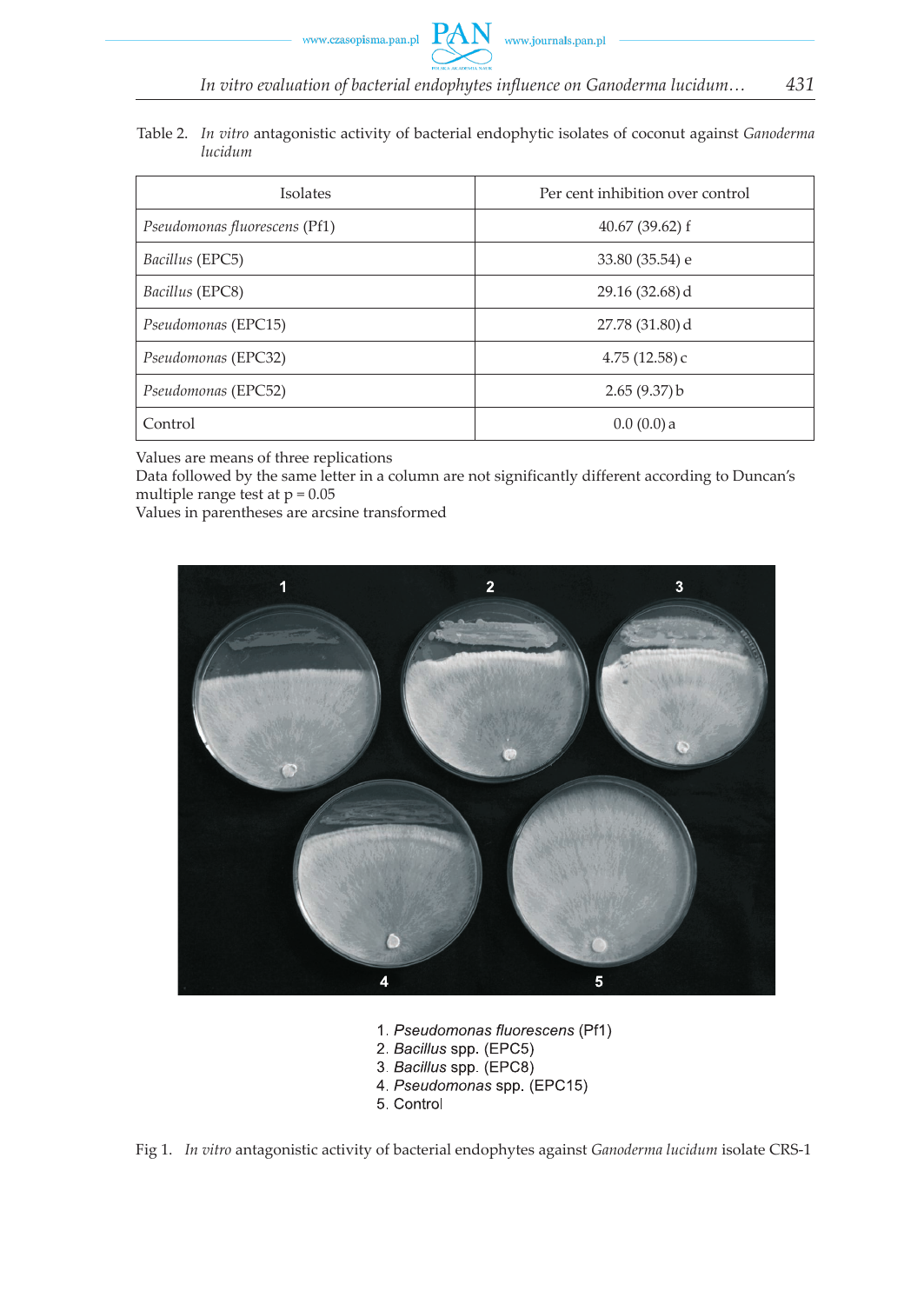Table 2. *In vitro* antagonistic activity of bacterial endophytic isolates of coconut against *Ganoderma lucidum*

| Isolates | Per cent inhibition over control |
|---|---|
| *Pseudomonas fluorescens* (Pf1) | 40.67 (39.62) f |
| *Bacillus* (EPC5) | 33.80 (35.54) e |
| *Bacillus* (EPC8) | 29.16 (32.68) d |
| *Pseudomonas* (EPC15) | 27.78 (31.80) d |
| *Pseudomonas* (EPC32) | 4.75 (12.58) c |
| *Pseudomonas* (EPC52) | 2.65 (9.37) b |
| Control | 0.0 (0.0) a |

Values are means of three replications
Data followed by the same letter in a column are not significantly different according to Duncan's multiple range test at p = 0.05
Values in parentheses are arcsine transformed

1. *Pseudomonas fluorescens* (Pf1)
2. *Bacillus* spp. (EPC5)
3. *Bacillus* spp. (EPC8)
4. *Pseudomonas* spp. (EPC15)
5. Control

Fig 1. *In vitro* antagonistic activity of bacterial endophytes against *Ganoderma lucidum* isolate CRS-1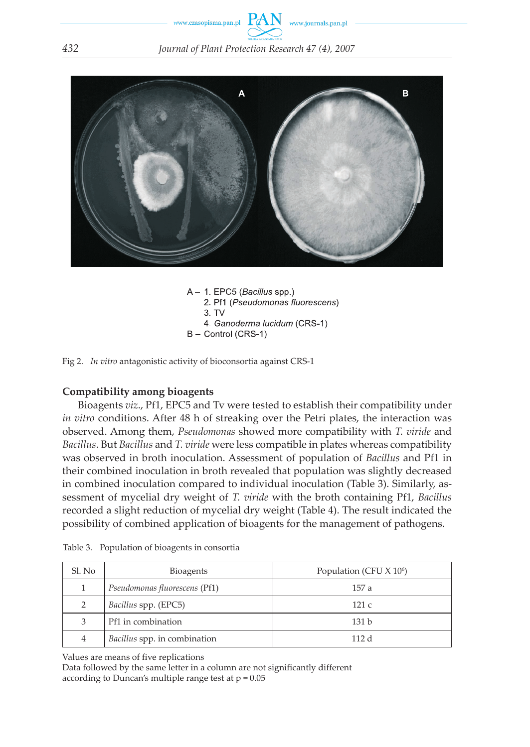A – 1. EPC5 (*Bacillus* spp.)
2. Pf1 (*Pseudomonas fluorescens*)
3. TV
4. *Ganoderma lucidum* (CRS-1)

B – Control (CRS-1)

Fig 2. *In vitro* antagonistic activity of bioconsortia against CRS-1

**Compatibility among bioagents**

Bioagents *viz*., Pf1, EPC5 and Tv were tested to establish their compatibility under *in vitro* conditions. After 48 h of streaking over the Petri plates, the interaction was observed. Among them, *Pseudomonas* showed more compatibility with *T. viride* and *Bacillus*. But *Bacillus* and *T. viride* were less compatible in plates whereas compatibility was observed in broth inoculation. Assessment of population of *Bacillus* and Pf1 in their combined inoculation in broth revealed that population was slightly decreased in combined inoculation compared to individual inoculation (Table 3). Similarly, assessment of mycelial dry weight of *T. viride* with the broth containing Pf1, *Bacillus* recorded a slight reduction of mycelial dry weight (Table 4). The result indicated the possibility of combined application of bioagents for the management of pathogens.

Table 3. Population of bioagents in consortia

| Sl. No | Bioagents | Population (CFU X $10^6$) |
|---|---|---|
| 1 | *Pseudomonas fluorescens* (Pf1) | 157 a |
| 2 | *Bacillus* spp. (EPC5) | 121 c |
| 3 | Pf1 in combination | 131 b |
| 4 | *Bacillus* spp. in combination | 112 d |

Values are means of five replications
Data followed by the same letter in a column are not significantly different according to Duncan's multiple range test at $p = 0.05$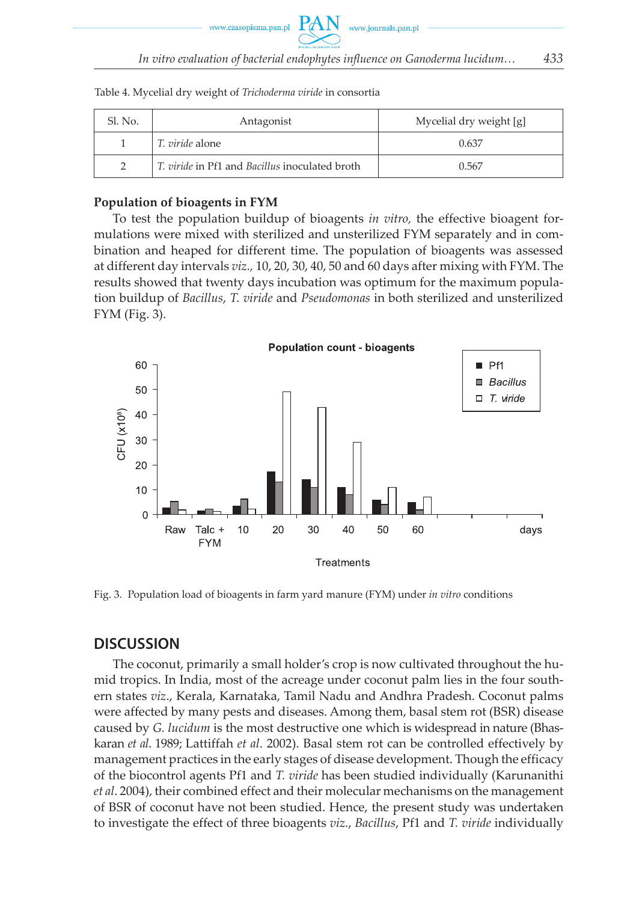Table 4. Mycelial dry weight of *Trichoderma viride* in consortia

| Sl. No. | Antagonist | Mycelial dry weight [g] |
|---|---|---|
| 1 | *T. viride* alone | 0.637 |
| 2 | *T. viride* in Pf1 and *Bacillus* inoculated broth | 0.567 |

### Population of bioagents in FYM

To test the population buildup of bioagents *in vitro,* the effective bioagent formulations were mixed with sterilized and unsterilized FYM separately and in combination and heaped for different time. The population of bioagents was assessed at different day intervals *viz.,* 10, 20, 30, 40, 50 and 60 days after mixing with FYM. The results showed that twenty days incubation was optimum for the maximum population buildup of *Bacillus*, *T. viride* and *Pseudomonas* in both sterilized and unsterilized FYM (Fig. 3).

Fig. 3. Population load of bioagents in farm yard manure (FYM) under *in vitro* conditions

## DISCUSSION

The coconut, primarily a small holder's crop is now cultivated throughout the humid tropics. In India, most of the acreage under coconut palm lies in the four southern states *viz*., Kerala, Karnataka, Tamil Nadu and Andhra Pradesh. Coconut palms were affected by many pests and diseases. Among them, basal stem rot (BSR) disease caused by *G. lucidum* is the most destructive one which is widespread in nature (Bhaskaran *et al*. 1989; Lattiffah *et al*. 2002). Basal stem rot can be controlled effectively by management practices in the early stages of disease development. Though the efficacy of the biocontrol agents Pf1 and *T. viride* has been studied individually (Karunanithi *et al*. 2004), their combined effect and their molecular mechanisms on the management of BSR of coconut have not been studied. Hence, the present study was undertaken to investigate the effect of three bioagents *viz*., *Bacillus*, Pf1 and *T. viride* individually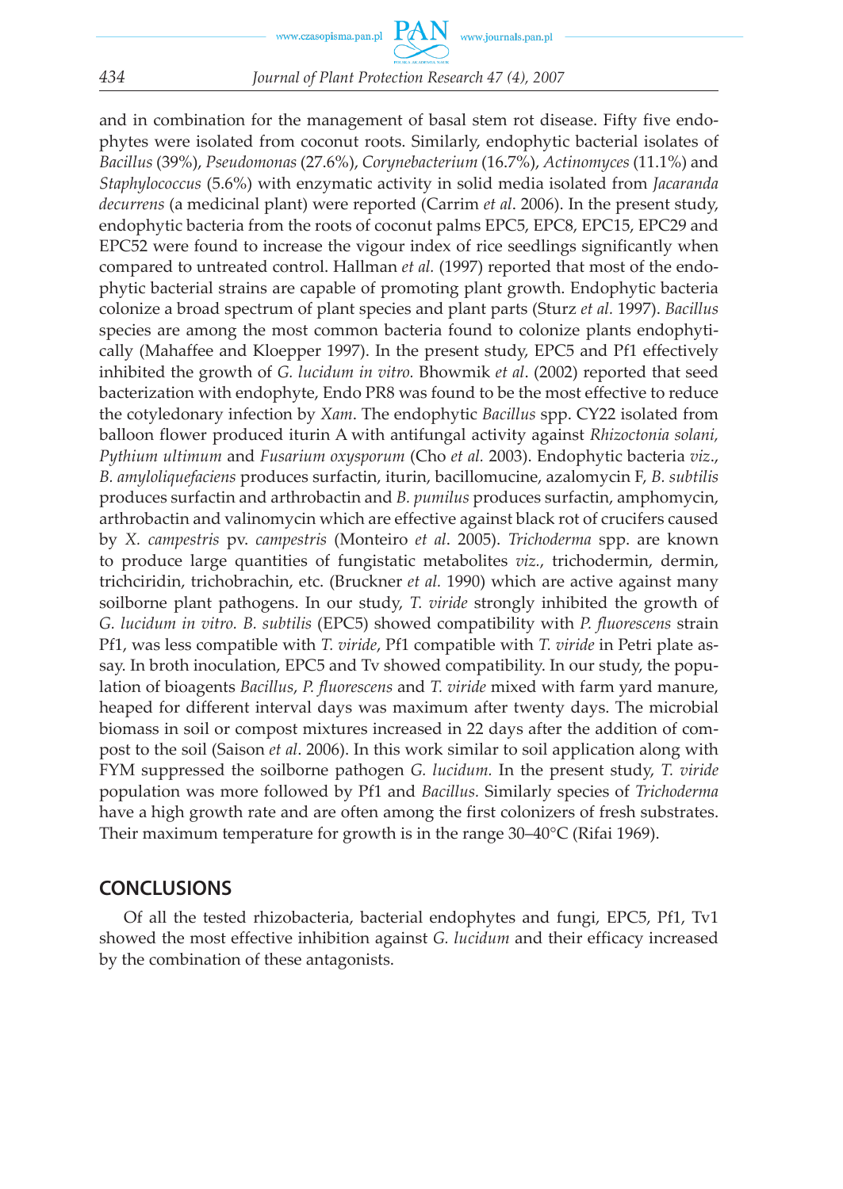and in combination for the management of basal stem rot disease. Fifty five endophytes were isolated from coconut roots. Similarly, endophytic bacterial isolates of *Bacillus* (39%), *Pseudomonas* (27.6%), *Corynebacterium* (16.7%), *Actinomyces* (11.1%) and *Staphylococcus* (5.6%) with enzymatic activity in solid media isolated from *Jacaranda decurrens* (a medicinal plant) were reported (Carrim *et al*. 2006). In the present study, endophytic bacteria from the roots of coconut palms EPC5, EPC8, EPC15, EPC29 and EPC52 were found to increase the vigour index of rice seedlings significantly when compared to untreated control. Hallman *et al.* (1997) reported that most of the endophytic bacterial strains are capable of promoting plant growth. Endophytic bacteria colonize a broad spectrum of plant species and plant parts (Sturz *et al.* 1997). *Bacillus* species are among the most common bacteria found to colonize plants endophytically (Mahaffee and Kloepper 1997). In the present study, EPC5 and Pf1 effectively inhibited the growth of *G. lucidum in vitro.* Bhowmik *et al*. (2002) reported that seed bacterization with endophyte, Endo PR8 was found to be the most effective to reduce the cotyledonary infection by *Xam*. The endophytic *Bacillus* spp. CY22 isolated from balloon flower produced iturin A with antifungal activity against *Rhizoctonia solani, Pythium ultimum* and *Fusarium oxysporum* (Cho *et al.* 2003). Endophytic bacteria *viz*., *B. amyloliquefaciens* produces surfactin, iturin, bacillomucine, azalomycin F, *B. subtilis* produces surfactin and arthrobactin and *B. pumilus* produces surfactin, amphomycin, arthrobactin and valinomycin which are effective against black rot of crucifers caused by *X. campestris* pv. *campestris* (Monteiro *et al*. 2005). *Trichoderma* spp. are known to produce large quantities of fungistatic metabolites *viz.*, trichodermin, dermin, trichciridin, trichobrachin, etc. (Bruckner *et al.* 1990) which are active against many soilborne plant pathogens. In our study, *T. viride* strongly inhibited the growth of *G. lucidum in vitro. B. subtilis* (EPC5) showed compatibility with *P. fluorescens* strain Pf1, was less compatible with *T. viride*, Pf1 compatible with *T. viride* in Petri plate assay. In broth inoculation, EPC5 and Tv showed compatibility. In our study, the population of bioagents *Bacillus*, *P. fluorescens* and *T. viride* mixed with farm yard manure, heaped for different interval days was maximum after twenty days. The microbial biomass in soil or compost mixtures increased in 22 days after the addition of compost to the soil (Saison *et al*. 2006). In this work similar to soil application along with FYM suppressed the soilborne pathogen *G. lucidum.* In the present study, *T. viride* population was more followed by Pf1 and *Bacillus.* Similarly species of *Trichoderma* have a high growth rate and are often among the first colonizers of fresh substrates. Their maximum temperature for growth is in the range 30–40°C (Rifai 1969).

## CONCLUSIONS

Of all the tested rhizobacteria, bacterial endophytes and fungi, EPC5, Pf1, Tv1 showed the most effective inhibition against *G. lucidum* and their efficacy increased by the combination of these antagonists.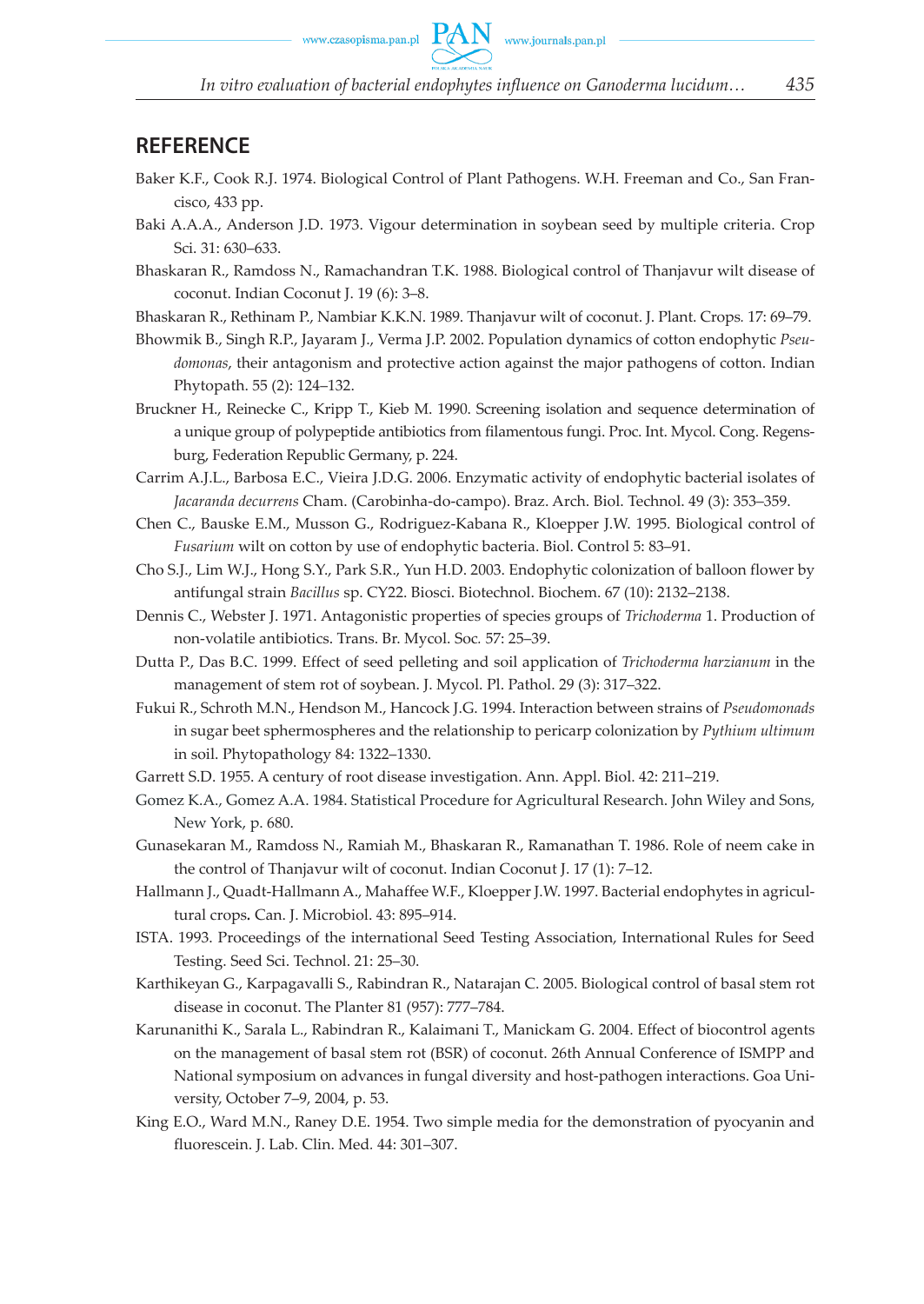## REFERENCE

Baker K.F., Cook R.J. 1974. Biological Control of Plant Pathogens. W.H. Freeman and Co., San Francisco, 433 pp.

Baki A.A.A., Anderson J.D. 1973. Vigour determination in soybean seed by multiple criteria. Crop Sci. 31: 630–633.

Bhaskaran R., Ramdoss N., Ramachandran T.K. 1988. Biological control of Thanjavur wilt disease of coconut. Indian Coconut J. 19 (6): 3–8.

Bhaskaran R., Rethinam P., Nambiar K.K.N. 1989. Thanjavur wilt of coconut. J. Plant. Crops. 17: 69–79.

Bhowmik B., Singh R.P., Jayaram J., Verma J.P. 2002. Population dynamics of cotton endophytic *Pseudomonas*, their antagonism and protective action against the major pathogens of cotton. Indian Phytopath. 55 (2): 124–132.

Bruckner H., Reinecke C., Kripp T., Kieb M. 1990. Screening isolation and sequence determination of a unique group of polypeptide antibiotics from filamentous fungi. Proc. Int. Mycol. Cong. Regensburg, Federation Republic Germany, p. 224.

Carrim A.J.L., Barbosa E.C., Vieira J.D.G. 2006. Enzymatic activity of endophytic bacterial isolates of *Jacaranda decurrens* Cham. (Carobinha-do-campo). Braz. Arch. Biol. Technol. 49 (3): 353–359.

Chen C., Bauske E.M., Musson G., Rodriguez-Kabana R., Kloepper J.W. 1995. Biological control of *Fusarium* wilt on cotton by use of endophytic bacteria. Biol. Control 5: 83–91.

Cho S.J., Lim W.J., Hong S.Y., Park S.R., Yun H.D. 2003. Endophytic colonization of balloon flower by antifungal strain *Bacillus* sp. CY22. Biosci. Biotechnol. Biochem. 67 (10): 2132–2138.

Dennis C., Webster J. 1971. Antagonistic properties of species groups of *Trichoderma* 1. Production of non-volatile antibiotics. Trans. Br. Mycol. Soc. 57: 25–39.

Dutta P., Das B.C. 1999. Effect of seed pelleting and soil application of *Trichoderma harzianum* in the management of stem rot of soybean. J. Mycol. Pl. Pathol. 29 (3): 317–322.

Fukui R., Schroth M.N., Hendson M., Hancock J.G. 1994. Interaction between strains of *Pseudomonads* in sugar beet sphermospheres and the relationship to pericarp colonization by *Pythium ultimum* in soil. Phytopathology 84: 1322–1330.

Garrett S.D. 1955. A century of root disease investigation. Ann. Appl. Biol. 42: 211–219.

Gomez K.A., Gomez A.A. 1984. Statistical Procedure for Agricultural Research. John Wiley and Sons, New York, p. 680.

Gunasekaran M., Ramdoss N., Ramiah M., Bhaskaran R., Ramanathan T. 1986. Role of neem cake in the control of Thanjavur wilt of coconut. Indian Coconut J. 17 (1): 7–12.

Hallmann J., Quadt-Hallmann A., Mahaffee W.F., Kloepper J.W. 1997. Bacterial endophytes in agricultural crops. Can. J. Microbiol. 43: 895–914.

ISTA. 1993. Proceedings of the international Seed Testing Association, International Rules for Seed Testing. Seed Sci. Technol. 21: 25–30.

Karthikeyan G., Karpagavalli S., Rabindran R., Natarajan C. 2005. Biological control of basal stem rot disease in coconut. The Planter 81 (957): 777–784.

Karunanithi K., Sarala L., Rabindran R., Kalaimani T., Manickam G. 2004. Effect of biocontrol agents on the management of basal stem rot (BSR) of coconut. 26th Annual Conference of ISMPP and National symposium on advances in fungal diversity and host-pathogen interactions. Goa University, October 7–9, 2004, p. 53.

King E.O., Ward M.N., Raney D.E. 1954. Two simple media for the demonstration of pyocyanin and fluorescein. J. Lab. Clin. Med. 44: 301–307.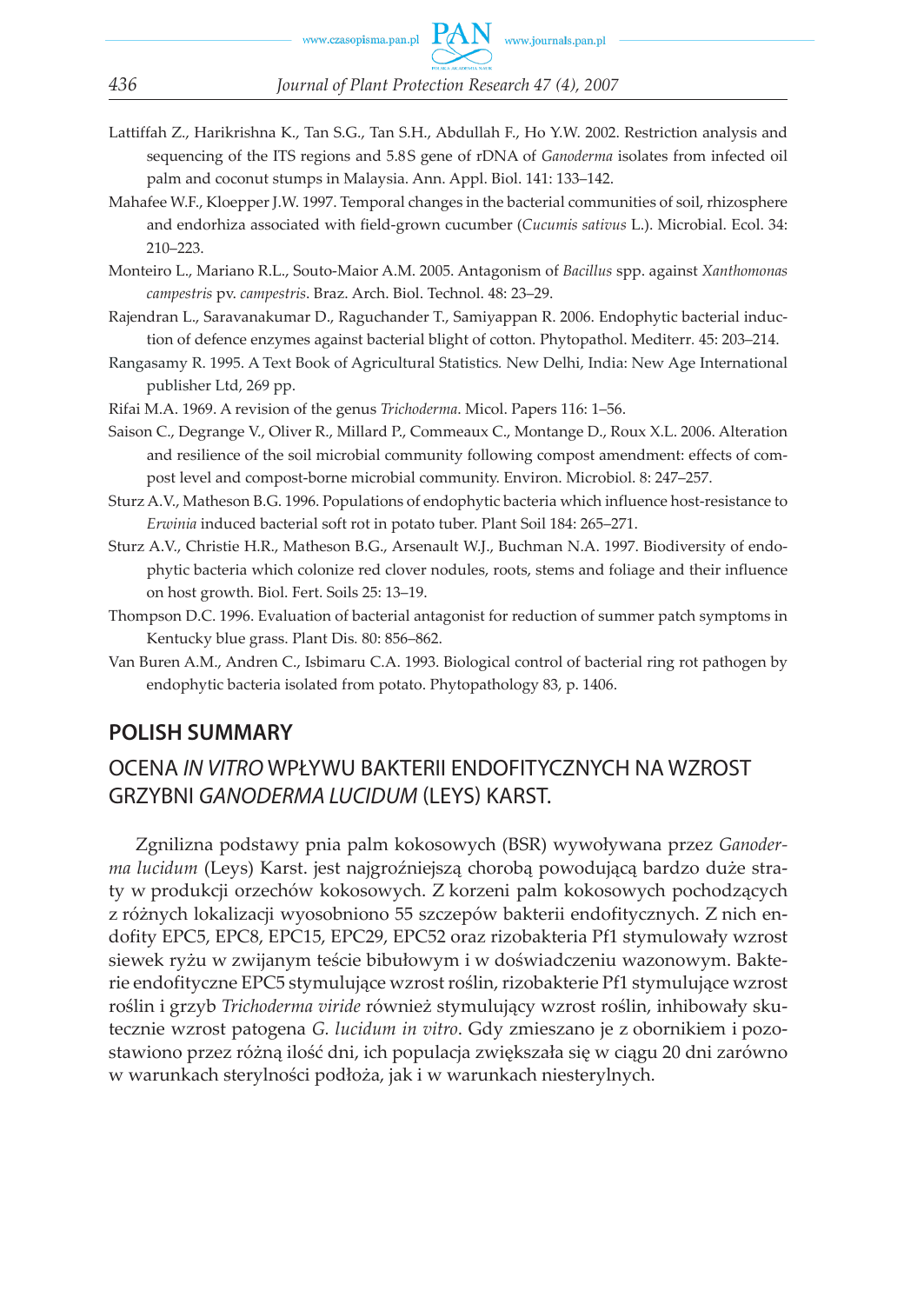Lattiffah Z., Harikrishna K., Tan S.G., Tan S.H., Abdullah F., Ho Y.W. 2002. Restriction analysis and sequencing of the ITS regions and 5.8S gene of rDNA of *Ganoderma* isolates from infected oil palm and coconut stumps in Malaysia. Ann. Appl. Biol. 141: 133–142.

Mahafee W.F., Kloepper J.W. 1997. Temporal changes in the bacterial communities of soil, rhizosphere and endorhiza associated with field-grown cucumber (*Cucumis sativus* L.). Microbial. Ecol. 34: 210–223.

Monteiro L., Mariano R.L., Souto-Maior A.M. 2005. Antagonism of *Bacillus* spp. against *Xanthomonas campestris* pv. *campestris*. Braz. Arch. Biol. Technol. 48: 23–29.

Rajendran L., Saravanakumar D., Raguchander T., Samiyappan R. 2006. Endophytic bacterial induction of defence enzymes against bacterial blight of cotton. Phytopathol. Mediterr. 45: 203–214.

Rangasamy R. 1995. A Text Book of Agricultural Statistics. New Delhi, India: New Age International publisher Ltd, 269 pp.

Rifai M.A. 1969. A revision of the genus *Trichoderma*. Micol. Papers 116: 1–56.

Saison C., Degrange V., Oliver R., Millard P., Commeaux C., Montange D., Roux X.L. 2006. Alteration and resilience of the soil microbial community following compost amendment: effects of compost level and compost-borne microbial community. Environ. Microbiol. 8: 247–257.

Sturz A.V., Matheson B.G. 1996. Populations of endophytic bacteria which influence host-resistance to *Erwinia* induced bacterial soft rot in potato tuber. Plant Soil 184: 265–271.

Sturz A.V., Christie H.R., Matheson B.G., Arsenault W.J., Buchman N.A. 1997. Biodiversity of endophytic bacteria which colonize red clover nodules, roots, stems and foliage and their influence on host growth. Biol. Fert. Soils 25: 13–19.

Thompson D.C. 1996. Evaluation of bacterial antagonist for reduction of summer patch symptoms in Kentucky blue grass. Plant Dis. 80: 856–862.

Van Buren A.M., Andren C., Isbimaru C.A. 1993. Biological control of bacterial ring rot pathogen by endophytic bacteria isolated from potato. Phytopathology 83, p. 1406.

## POLISH SUMMARY

### OCENA *IN VITRO* WPŁYWU BAKTERII ENDOFITYCZNYCH NA WZROST GRZYBNI *GANODERMA LUCIDUM* (LEYS) KARST.

Zgnilizna podstawy pnia palm kokosowych (BSR) wywoływana przez *Ganoderma lucidum* (Leys) Karst. jest najgroźniejszą chorobą powodującą bardzo duże straty w produkcji orzechów kokosowych. Z korzeni palm kokosowych pochodzących z różnych lokalizacji wyosobniono 55 szczepów bakterii endofitycznych. Z nich endofity EPC5, EPC8, EPC15, EPC29, EPC52 oraz rizobakteria Pf1 stymulowały wzrost siewek ryżu w zwijanym teście bibułowym i w doświadczeniu wazonowym. Bakterie endofityczne EPC5 stymulujące wzrost roślin, rizobakterie Pf1 stymulujące wzrost roślin i grzyb *Trichoderma viride* również stymulujący wzrost roślin, inhibowały skutecznie wzrost patogena *G. lucidum in vitro*. Gdy zmieszano je z obornikiem i pozostawiono przez różną ilość dni, ich populacja zwiększała się w ciągu 20 dni zarówno w warunkach sterylności podłoża, jak i w warunkach niesterylnych.